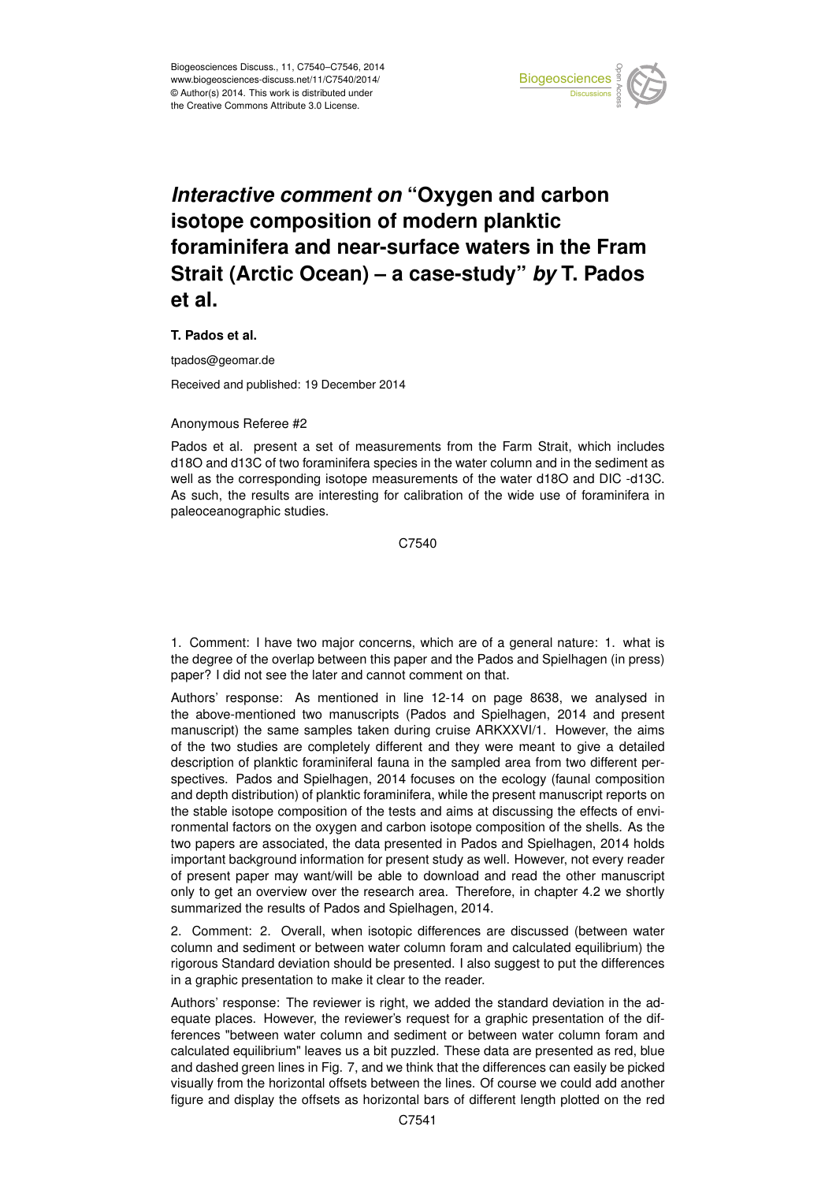# *Interactive comment on* "Oxygen and carbon isotope composition of modern planktic foraminifera and near-surface waters in the Fram Strait (Arctic Ocean) – a case-study" *by* T. Pados et al.

**T. Pados et al.**

tpados@geomar.de

Received and published: 19 December 2014

Anonymous Referee #2

Pados et al. present a set of measurements from the Farm Strait, which includes d18O and d13C of two foraminifera species in the water column and in the sediment as well as the corresponding isotope measurements of the water d18O and DIC -d13C. As such, the results are interesting for calibration of the wide use of foraminifera in paleoceanographic studies.

1. Comment: I have two major concerns, which are of a general nature: 1. what is the degree of the overlap between this paper and the Pados and Spielhagen (in press) paper? I did not see the later and cannot comment on that.

Authors' response: As mentioned in line 12-14 on page 8638, we analysed in the above-mentioned two manuscripts (Pados and Spielhagen, 2014 and present manuscript) the same samples taken during cruise ARKXXVI/1. However, the aims of the two studies are completely different and they were meant to give a detailed description of planktic foraminiferal fauna in the sampled area from two different perspectives. Pados and Spielhagen, 2014 focuses on the ecology (faunal composition and depth distribution) of planktic foraminifera, while the present manuscript reports on the stable isotope composition of the tests and aims at discussing the effects of environmental factors on the oxygen and carbon isotope composition of the shells. As the two papers are associated, the data presented in Pados and Spielhagen, 2014 holds important background information for present study as well. However, not every reader of present paper may want/will be able to download and read the other manuscript only to get an overview over the research area. Therefore, in chapter 4.2 we shortly summarized the results of Pados and Spielhagen, 2014.

2. Comment: 2. Overall, when isotopic differences are discussed (between water column and sediment or between water column foram and calculated equilibrium) the rigorous Standard deviation should be presented. I also suggest to put the differences in a graphic presentation to make it clear to the reader.

Authors' response: The reviewer is right, we added the standard deviation in the adequate places. However, the reviewer's request for a graphic presentation of the differences "between water column and sediment or between water column foram and calculated equilibrium" leaves us a bit puzzled. These data are presented as red, blue and dashed green lines in Fig. 7, and we think that the differences can easily be picked visually from the horizontal offsets between the lines. Of course we could add another figure and display the offsets as horizontal bars of different length plotted on the red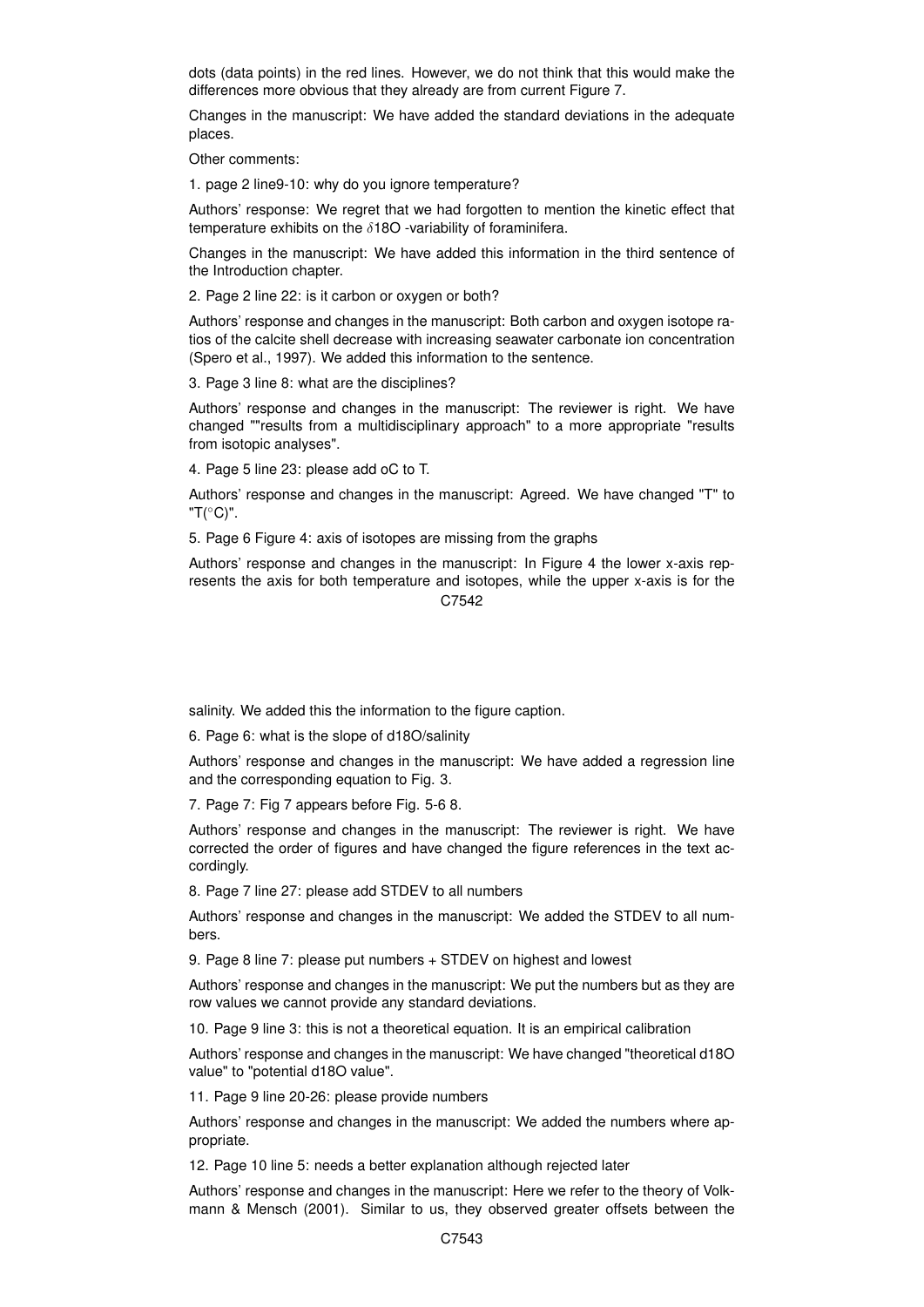dots (data points) in the red lines. However, we do not think that this would make the differences more obvious that they already are from current Figure 7.

Changes in the manuscript: We have added the standard deviations in the adequate places.

Other comments:

1. page 2 line9-10: why do you ignore temperature?

Authors' response: We regret that we had forgotten to mention the kinetic effect that temperature exhibits on the $\delta$18O -variability of foraminifera.

Changes in the manuscript: We have added this information in the third sentence of the Introduction chapter.

2. Page 2 line 22: is it carbon or oxygen or both?

Authors' response and changes in the manuscript: Both carbon and oxygen isotope ratios of the calcite shell decrease with increasing seawater carbonate ion concentration (Spero et al., 1997). We added this information to the sentence.

3. Page 3 line 8: what are the disciplines?

Authors' response and changes in the manuscript: The reviewer is right. We have changed ""results from a multidisciplinary approach" to a more appropriate "results from isotopic analyses".

4. Page 5 line 23: please add oC to T.

Authors' response and changes in the manuscript: Agreed. We have changed "T" to "T(°C)".

5. Page 6 Figure 4: axis of isotopes are missing from the graphs

Authors' response and changes in the manuscript: In Figure 4 the lower x-axis represents the axis for both temperature and isotopes, while the upper x-axis is for the salinity. We added this the information to the figure caption.

6. Page 6: what is the slope of d18O/salinity

Authors' response and changes in the manuscript: We have added a regression line and the corresponding equation to Fig. 3.

7. Page 7: Fig 7 appears before Fig. 5-6 8.

Authors' response and changes in the manuscript: The reviewer is right. We have corrected the order of figures and have changed the figure references in the text accordingly.

8. Page 7 line 27: please add STDEV to all numbers

Authors' response and changes in the manuscript: We added the STDEV to all numbers.

9. Page 8 line 7: please put numbers + STDEV on highest and lowest

Authors' response and changes in the manuscript: We put the numbers but as they are row values we cannot provide any standard deviations.

10. Page 9 line 3: this is not a theoretical equation. It is an empirical calibration

Authors' response and changes in the manuscript: We have changed "theoretical d18O value" to "potential d18O value".

11. Page 9 line 20-26: please provide numbers

Authors' response and changes in the manuscript: We added the numbers where appropriate.

12. Page 10 line 5: needs a better explanation although rejected later

Authors' response and changes in the manuscript: Here we refer to the theory of Volkmann & Mensch (2001). Similar to us, they observed greater offsets between the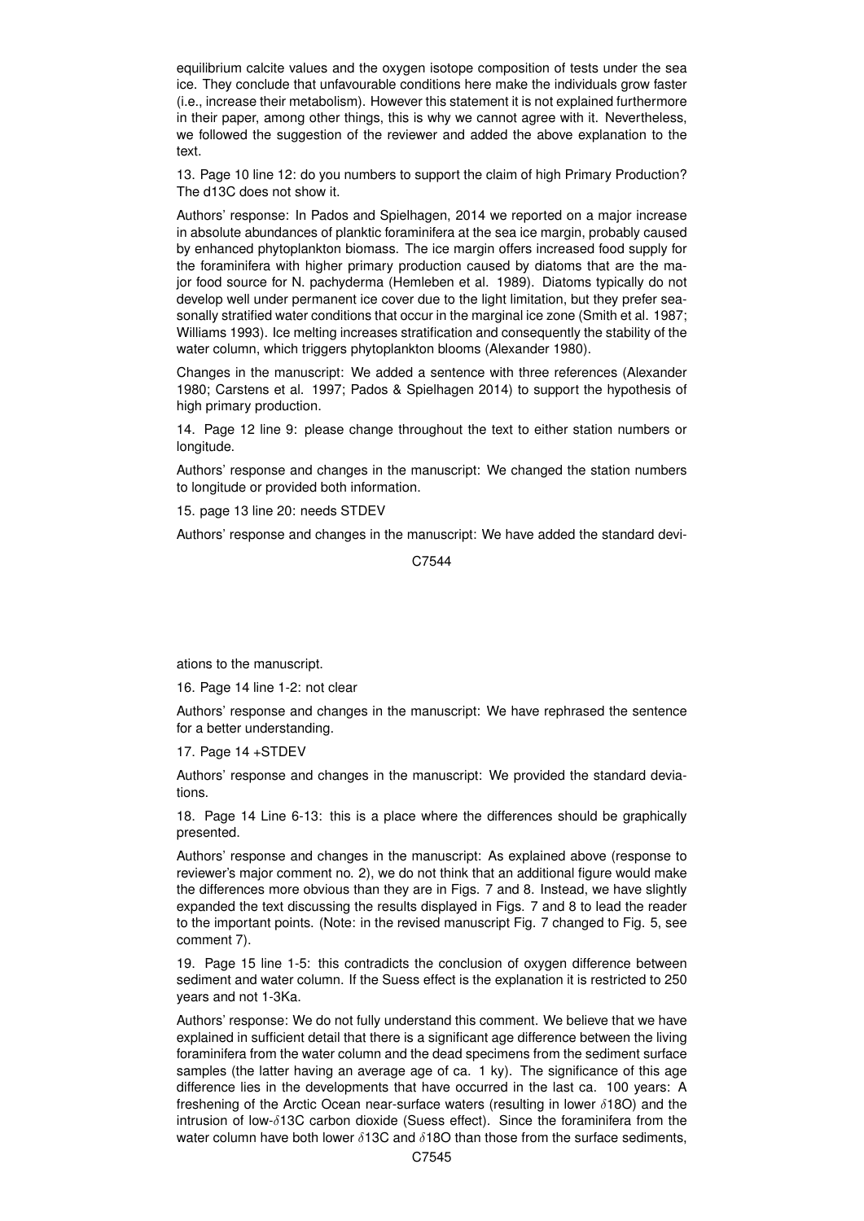equilibrium calcite values and the oxygen isotope composition of tests under the sea ice. They conclude that unfavourable conditions here make the individuals grow faster (i.e., increase their metabolism). However this statement it is not explained furthermore in their paper, among other things, this is why we cannot agree with it. Nevertheless, we followed the suggestion of the reviewer and added the above explanation to the text.

13. Page 10 line 12: do you numbers to support the claim of high Primary Production? The d13C does not show it.

Authors' response: In Pados and Spielhagen, 2014 we reported on a major increase in absolute abundances of planktic foraminifera at the sea ice margin, probably caused by enhanced phytoplankton biomass. The ice margin offers increased food supply for the foraminifera with higher primary production caused by diatoms that are the major food source for N. pachyderma (Hemleben et al. 1989). Diatoms typically do not develop well under permanent ice cover due to the light limitation, but they prefer seasonally stratified water conditions that occur in the marginal ice zone (Smith et al. 1987; Williams 1993). Ice melting increases stratification and consequently the stability of the water column, which triggers phytoplankton blooms (Alexander 1980).

Changes in the manuscript: We added a sentence with three references (Alexander 1980; Carstens et al. 1997; Pados & Spielhagen 2014) to support the hypothesis of high primary production.

14. Page 12 line 9: please change throughout the text to either station numbers or longitude.

Authors' response and changes in the manuscript: We changed the station numbers to longitude or provided both information.

15. page 13 line 20: needs STDEV

Authors' response and changes in the manuscript: We have added the standard deviations to the manuscript.

16. Page 14 line 1-2: not clear

Authors' response and changes in the manuscript: We have rephrased the sentence for a better understanding.

17. Page 14 +STDEV

Authors' response and changes in the manuscript: We provided the standard deviations.

18. Page 14 Line 6-13: this is a place where the differences should be graphically presented.

Authors' response and changes in the manuscript: As explained above (response to reviewer's major comment no. 2), we do not think that an additional figure would make the differences more obvious than they are in Figs. 7 and 8. Instead, we have slightly expanded the text discussing the results displayed in Figs. 7 and 8 to lead the reader to the important points. (Note: in the revised manuscript Fig. 7 changed to Fig. 5, see comment 7).

19. Page 15 line 1-5: this contradicts the conclusion of oxygen difference between sediment and water column. If the Suess effect is the explanation it is restricted to 250 years and not 1-3Ka.

Authors' response: We do not fully understand this comment. We believe that we have explained in sufficient detail that there is a significant age difference between the living foraminifera from the water column and the dead specimens from the sediment surface samples (the latter having an average age of ca. 1 ky). The significance of this age difference lies in the developments that have occurred in the last ca. 100 years: A freshening of the Arctic Ocean near-surface waters (resulting in lower $\delta$18O) and the intrusion of low-$\delta$13C carbon dioxide (Suess effect). Since the foraminifera from the water column have both lower $\delta$13C and $\delta$18O than those from the surface sediments,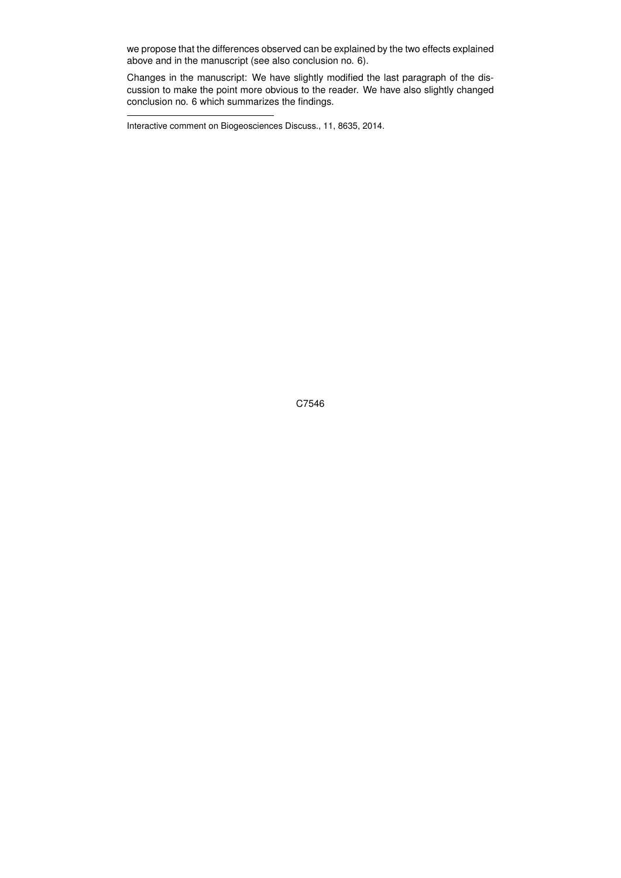we propose that the differences observed can be explained by the two effects explained above and in the manuscript (see also conclusion no. 6).

Changes in the manuscript: We have slightly modified the last paragraph of the discussion to make the point more obvious to the reader. We have also slightly changed conclusion no. 6 which summarizes the findings.

---

Interactive comment on Biogeosciences Discuss., 11, 8635, 2014.